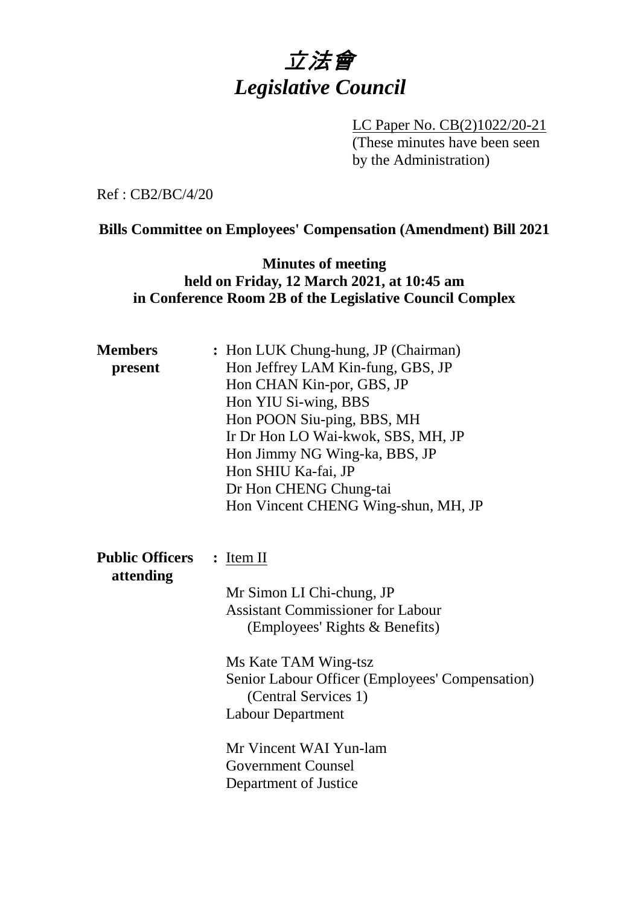# *立法會*
# *Legislative Council*

LC Paper No. CB(2)1022/20-21
(These minutes have been seen by the Administration)

Ref : CB2/BC/4/20

**Bills Committee on Employees' Compensation (Amendment) Bill 2021**

**Minutes of meeting**
**held on Friday, 12 March 2021, at 10:45 am**
**in Conference Room 2B of the Legislative Council Complex**

**Members present** :
Hon LUK Chung-hung, JP (Chairman)
Hon Jeffrey LAM Kin-fung, GBS, JP
Hon CHAN Kin-por, GBS, JP
Hon YIU Si-wing, BBS
Hon POON Siu-ping, BBS, MH
Ir Dr Hon LO Wai-kwok, SBS, MH, JP
Hon Jimmy NG Wing-ka, BBS, JP
Hon SHIU Ka-fai, JP
Dr Hon CHENG Chung-tai
Hon Vincent CHENG Wing-shun, MH, JP

**Public Officers attending** :
Item II

Mr Simon LI Chi-chung, JP
Assistant Commissioner for Labour
(Employees' Rights & Benefits)

Ms Kate TAM Wing-tsz
Senior Labour Officer (Employees' Compensation)
(Central Services 1)
Labour Department

Mr Vincent WAI Yun-lam
Government Counsel
Department of Justice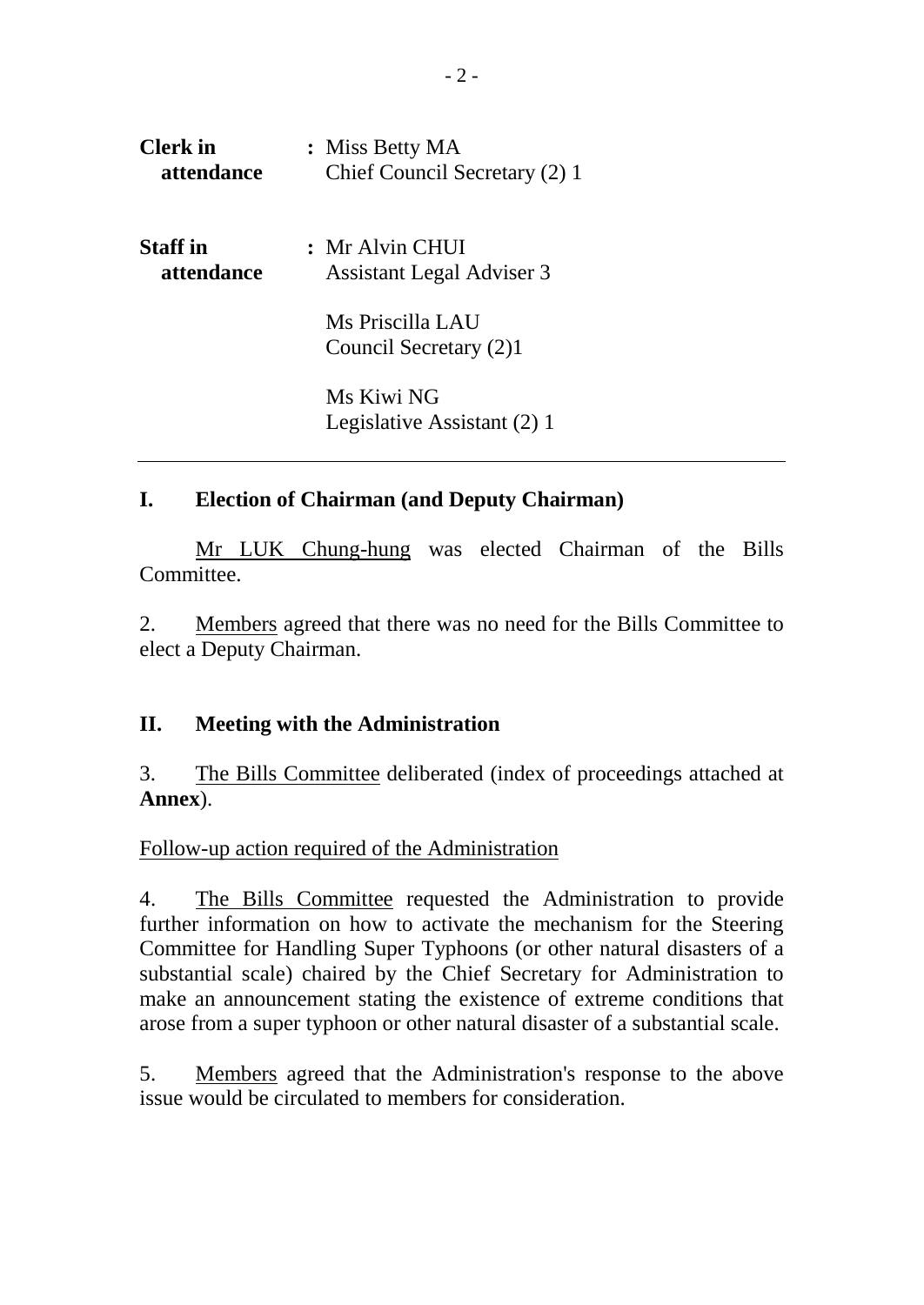| | | |
|---|---|---|
| **Clerk in attendance** | : | Miss Betty MA<br>Chief Council Secretary (2) 1 |
| **Staff in attendance** | : | Mr Alvin CHUI<br>Assistant Legal Adviser 3<br><br>Ms Priscilla LAU<br>Council Secretary (2)1<br><br>Ms Kiwi NG<br>Legislative Assistant (2) 1 |

---

## I. Election of Chairman (and Deputy Chairman)

Mr LUK Chung-hung was elected Chairman of the Bills Committee.

2. Members agreed that there was no need for the Bills Committee to elect a Deputy Chairman.

## II. Meeting with the Administration

3. The Bills Committee deliberated (index of proceedings attached at **Annex**).

Follow-up action required of the Administration

4. The Bills Committee requested the Administration to provide further information on how to activate the mechanism for the Steering Committee for Handling Super Typhoons (or other natural disasters of a substantial scale) chaired by the Chief Secretary for Administration to make an announcement stating the existence of extreme conditions that arose from a super typhoon or other natural disaster of a substantial scale.

5. Members agreed that the Administration's response to the above issue would be circulated to members for consideration.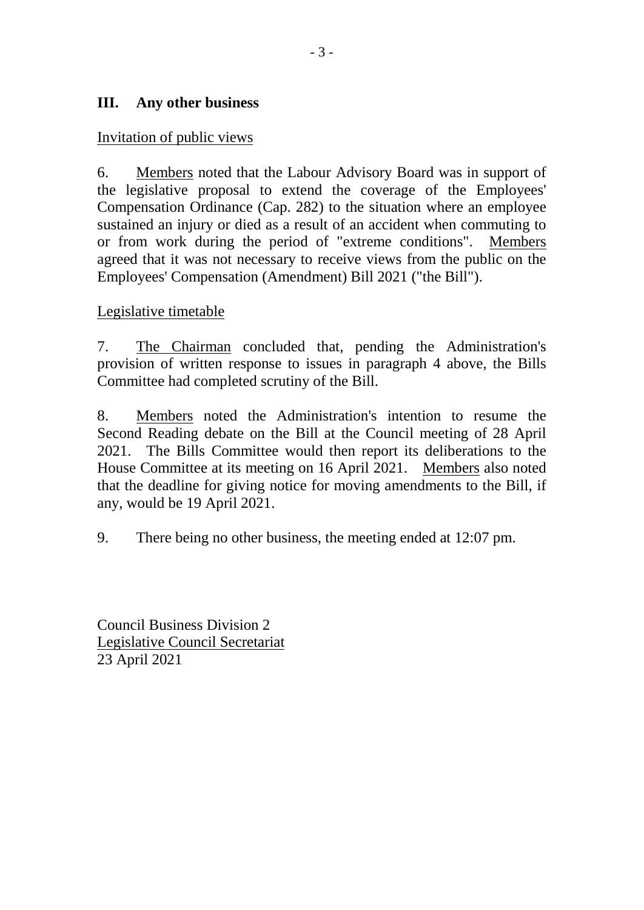## III. Any other business

<u>Invitation of public views</u>

6. <u>Members</u> noted that the Labour Advisory Board was in support of the legislative proposal to extend the coverage of the Employees' Compensation Ordinance (Cap. 282) to the situation where an employee sustained an injury or died as a result of an accident when commuting to or from work during the period of "extreme conditions". <u>Members</u> agreed that it was not necessary to receive views from the public on the Employees' Compensation (Amendment) Bill 2021 ("the Bill").

<u>Legislative timetable</u>

7. <u>The Chairman</u> concluded that, pending the Administration's provision of written response to issues in paragraph 4 above, the Bills Committee had completed scrutiny of the Bill.

8. <u>Members</u> noted the Administration's intention to resume the Second Reading debate on the Bill at the Council meeting of 28 April 2021. The Bills Committee would then report its deliberations to the House Committee at its meeting on 16 April 2021. <u>Members</u> also noted that the deadline for giving notice for moving amendments to the Bill, if any, would be 19 April 2021.

9. There being no other business, the meeting ended at 12:07 pm.

Council Business Division 2
<u>Legislative Council Secretariat</u>
23 April 2021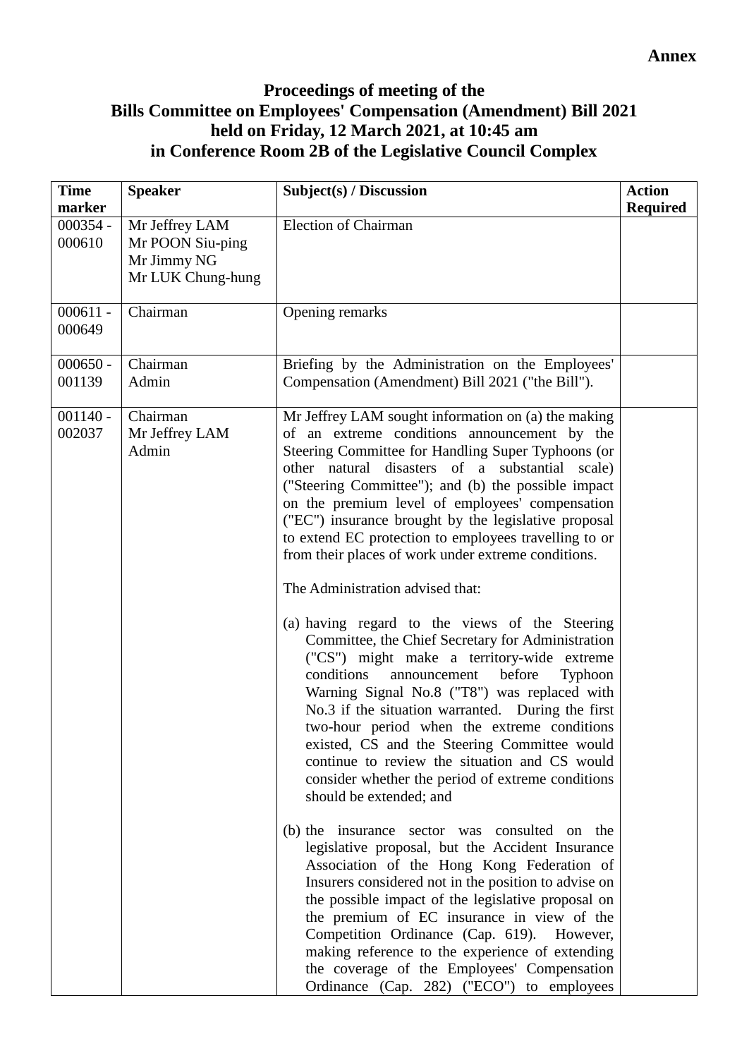**Annex**

# Proceedings of meeting of the Bills Committee on Employees' Compensation (Amendment) Bill 2021 held on Friday, 12 March 2021, at 10:45 am in Conference Room 2B of the Legislative Council Complex

| Time marker | Speaker | Subject(s) / Discussion | Action Required |
|---|---|---|---|
| 000354 - 000610 | Mr Jeffrey LAM<br>Mr POON Siu-ping<br>Mr Jimmy NG<br>Mr LUK Chung-hung | Election of Chairman | |
| 000611 - 000649 | Chairman | Opening remarks | |
| 000650 - 001139 | Chairman<br>Admin | Briefing by the Administration on the Employees' Compensation (Amendment) Bill 2021 ("the Bill"). | |
| 001140 - 002037 | Chairman<br>Mr Jeffrey LAM<br>Admin | Mr Jeffrey LAM sought information on (a) the making of an extreme conditions announcement by the Steering Committee for Handling Super Typhoons (or other natural disasters of a substantial scale) ("Steering Committee"); and (b) the possible impact on the premium level of employees' compensation ("EC") insurance brought by the legislative proposal to extend EC protection to employees travelling to or from their places of work under extreme conditions.<br><br>The Administration advised that:<br><br>(a) having regard to the views of the Steering Committee, the Chief Secretary for Administration ("CS") might make a territory-wide extreme conditions announcement before Typhoon Warning Signal No.8 ("T8") was replaced with No.3 if the situation warranted. During the first two-hour period when the extreme conditions existed, CS and the Steering Committee would continue to review the situation and CS would consider whether the period of extreme conditions should be extended; and<br><br>(b) the insurance sector was consulted on the legislative proposal, but the Accident Insurance Association of the Hong Kong Federation of Insurers considered not in the position to advise on the possible impact of the legislative proposal on the premium of EC insurance in view of the Competition Ordinance (Cap. 619). However, making reference to the experience of extending the coverage of the Employees' Compensation Ordinance (Cap. 282) ("ECO") to employees | |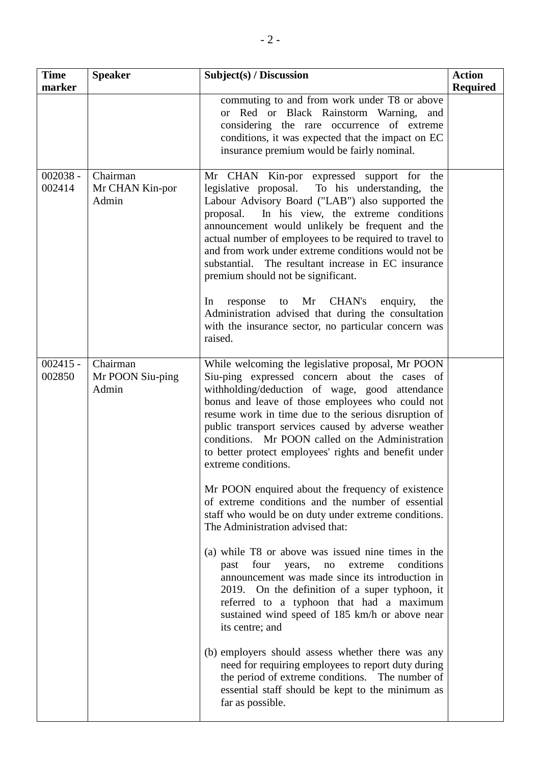| Time marker | Speaker | Subject(s) / Discussion | Action Required |
|---|---|---|---|
| | | commuting to and from work under T8 or above or Red or Black Rainstorm Warning, and considering the rare occurrence of extreme conditions, it was expected that the impact on EC insurance premium would be fairly nominal. | |
| 002038 - 002414 | Chairman<br>Mr CHAN Kin-por<br>Admin | Mr CHAN Kin-por expressed support for the legislative proposal. To his understanding, the Labour Advisory Board ("LAB") also supported the proposal. In his view, the extreme conditions announcement would unlikely be frequent and the actual number of employees to be required to travel to and from work under extreme conditions would not be substantial. The resultant increase in EC insurance premium should not be significant.<br><br>In response to Mr CHAN's enquiry, the Administration advised that during the consultation with the insurance sector, no particular concern was raised. | |
| 002415 - 002850 | Chairman<br>Mr POON Siu-ping<br>Admin | While welcoming the legislative proposal, Mr POON Siu-ping expressed concern about the cases of withholding/deduction of wage, good attendance bonus and leave of those employees who could not resume work in time due to the serious disruption of public transport services caused by adverse weather conditions. Mr POON called on the Administration to better protect employees' rights and benefit under extreme conditions.<br><br>Mr POON enquired about the frequency of existence of extreme conditions and the number of essential staff who would be on duty under extreme conditions. The Administration advised that:<br><br>(a) while T8 or above was issued nine times in the past four years, no extreme conditions announcement was made since its introduction in 2019. On the definition of a super typhoon, it referred to a typhoon that had a maximum sustained wind speed of 185 km/h or above near its centre; and<br><br>(b) employers should assess whether there was any need for requiring employees to report duty during the period of extreme conditions. The number of essential staff should be kept to the minimum as far as possible. | |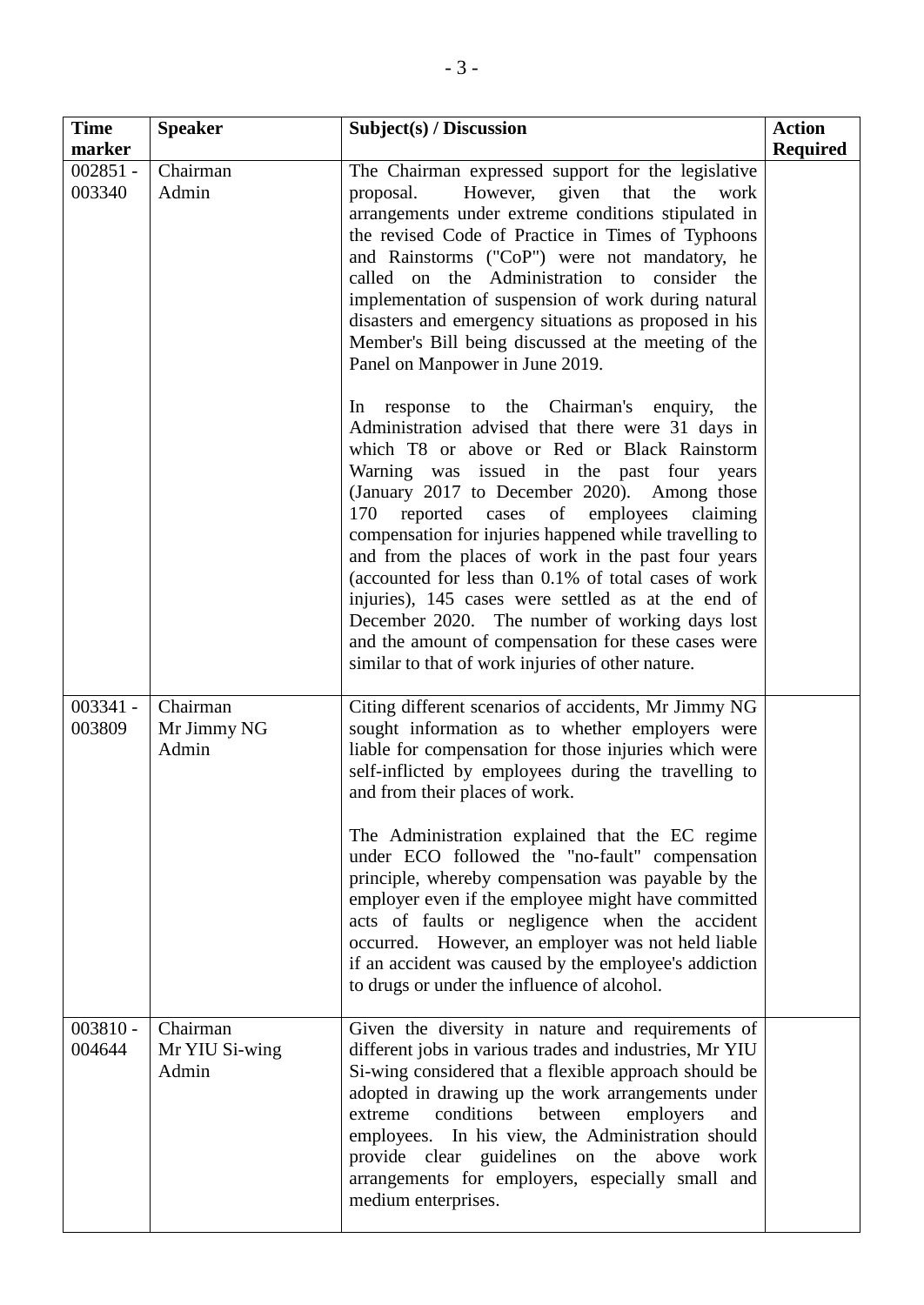| Time marker | Speaker | Subject(s) / Discussion | Action Required |
|---|---|---|---|
| 002851 - 003340 | Chairman<br>Admin | The Chairman expressed support for the legislative proposal. However, given that the work arrangements under extreme conditions stipulated in the revised Code of Practice in Times of Typhoons and Rainstorms ("CoP") were not mandatory, he called on the Administration to consider the implementation of suspension of work during natural disasters and emergency situations as proposed in his Member's Bill being discussed at the meeting of the Panel on Manpower in June 2019.<br><br>In response to the Chairman's enquiry, the Administration advised that there were 31 days in which T8 or above or Red or Black Rainstorm Warning was issued in the past four years (January 2017 to December 2020). Among those 170 reported cases of employees claiming compensation for injuries happened while travelling to and from the places of work in the past four years (accounted for less than 0.1% of total cases of work injuries), 145 cases were settled as at the end of December 2020. The number of working days lost and the amount of compensation for these cases were similar to that of work injuries of other nature. | |
| 003341 - 003809 | Chairman<br>Mr Jimmy NG<br>Admin | Citing different scenarios of accidents, Mr Jimmy NG sought information as to whether employers were liable for compensation for those injuries which were self-inflicted by employees during the travelling to and from their places of work.<br><br>The Administration explained that the EC regime under ECO followed the "no-fault" compensation principle, whereby compensation was payable by the employer even if the employee might have committed acts of faults or negligence when the accident occurred. However, an employer was not held liable if an accident was caused by the employee's addiction to drugs or under the influence of alcohol. | |
| 003810 - 004644 | Chairman<br>Mr YIU Si-wing<br>Admin | Given the diversity in nature and requirements of different jobs in various trades and industries, Mr YIU Si-wing considered that a flexible approach should be adopted in drawing up the work arrangements under extreme conditions between employers and employees. In his view, the Administration should provide clear guidelines on the above work arrangements for employers, especially small and medium enterprises. | |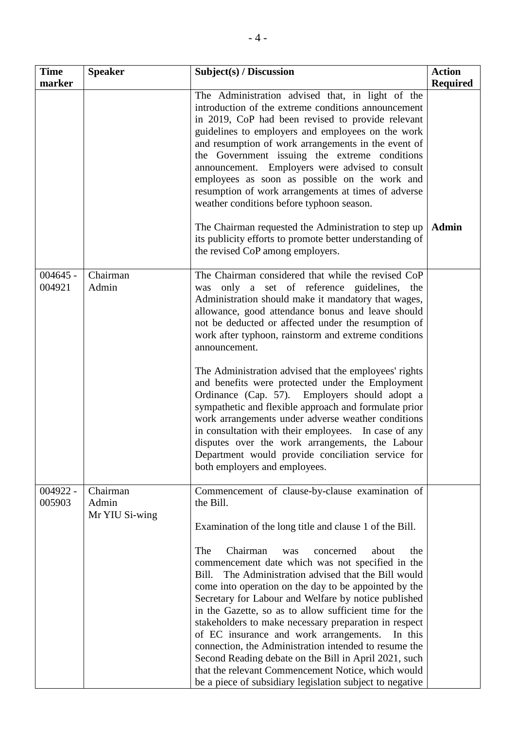| Time marker | Speaker | Subject(s) / Discussion | Action Required |
|---|---|---|---|
| | | The Administration advised that, in light of the introduction of the extreme conditions announcement in 2019, CoP had been revised to provide relevant guidelines to employers and employees on the work and resumption of work arrangements in the event of the Government issuing the extreme conditions announcement. Employers were advised to consult employees as soon as possible on the work and resumption of work arrangements at times of adverse weather conditions before typhoon season.<br><br>The Chairman requested the Administration to step up its publicity efforts to promote better understanding of the revised CoP among employers. | <br><br><br><br><br><br><br><br><br>**Admin** |
| 004645 - 004921 | Chairman<br>Admin | The Chairman considered that while the revised CoP was only a set of reference guidelines, the Administration should make it mandatory that wages, allowance, good attendance bonus and leave should not be deducted or affected under the resumption of work after typhoon, rainstorm and extreme conditions announcement.<br><br>The Administration advised that the employees' rights and benefits were protected under the Employment Ordinance (Cap. 57). Employers should adopt a sympathetic and flexible approach and formulate prior work arrangements under adverse weather conditions in consultation with their employees. In case of any disputes over the work arrangements, the Labour Department would provide conciliation service for both employers and employees. | |
| 004922 - 005903 | Chairman<br>Admin<br>Mr YIU Si-wing | Commencement of clause-by-clause examination of the Bill.<br><br>Examination of the long title and clause 1 of the Bill.<br><br>The Chairman was concerned about the commencement date which was not specified in the Bill. The Administration advised that the Bill would come into operation on the day to be appointed by the Secretary for Labour and Welfare by notice published in the Gazette, so as to allow sufficient time for the stakeholders to make necessary preparation in respect of EC insurance and work arrangements. In this connection, the Administration intended to resume the Second Reading debate on the Bill in April 2021, such that the relevant Commencement Notice, which would be a piece of subsidiary legislation subject to negative | |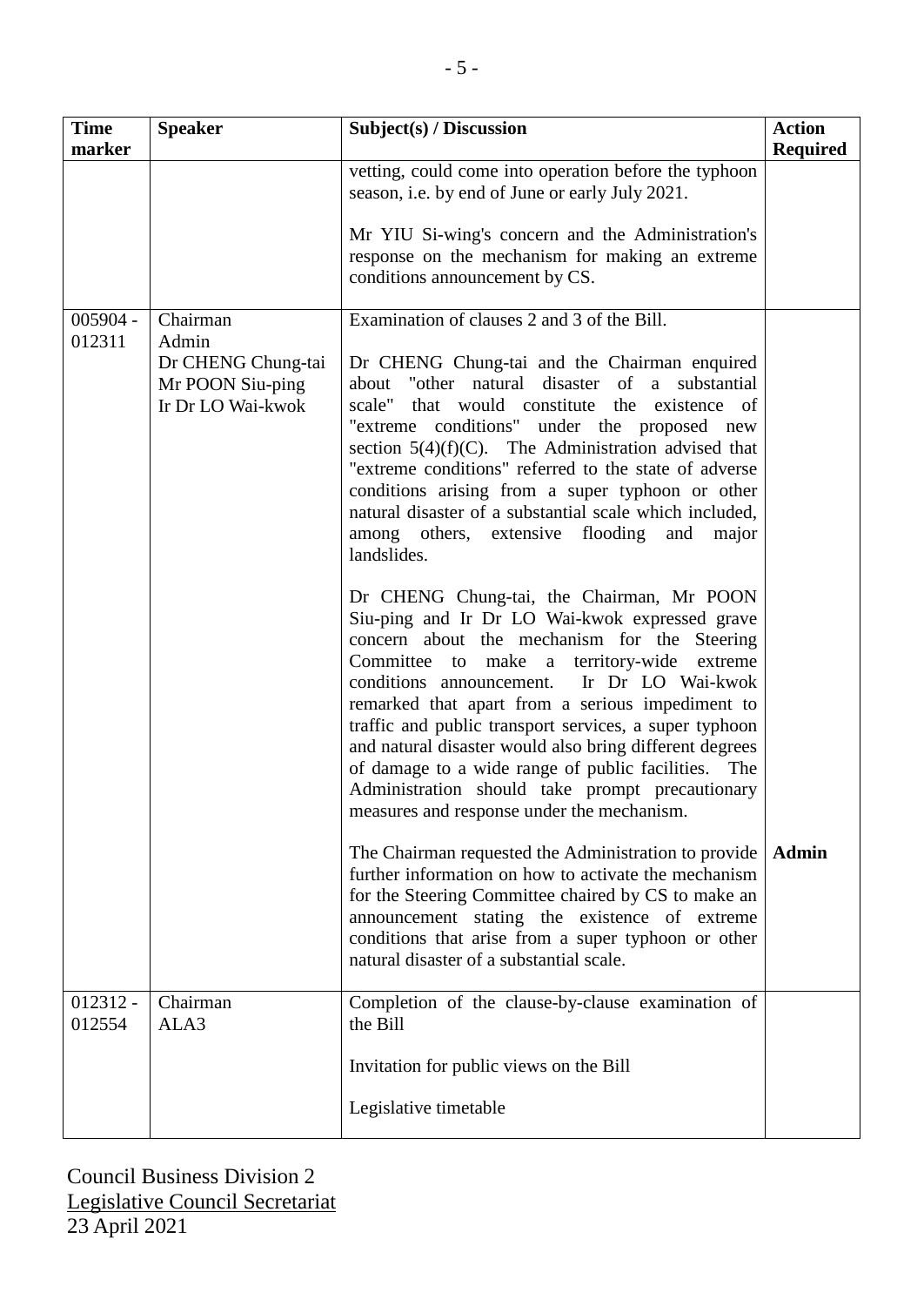| Time marker | Speaker | Subject(s) / Discussion | Action Required |
| --- | --- | --- | --- |
| | | vetting, could come into operation before the typhoon season, i.e. by end of June or early July 2021.<br><br>Mr YIU Si-wing's concern and the Administration's response on the mechanism for making an extreme conditions announcement by CS. | |
| 005904 - 012311 | Chairman<br>Admin<br>Dr CHENG Chung-tai<br>Mr POON Siu-ping<br>Ir Dr LO Wai-kwok | Examination of clauses 2 and 3 of the Bill.<br><br>Dr CHENG Chung-tai and the Chairman enquired about "other natural disaster of a substantial scale" that would constitute the existence of "extreme conditions" under the proposed new section 5(4)(f)(C). The Administration advised that "extreme conditions" referred to the state of adverse conditions arising from a super typhoon or other natural disaster of a substantial scale which included, among others, extensive flooding and major landslides.<br><br>Dr CHENG Chung-tai, the Chairman, Mr POON Siu-ping and Ir Dr LO Wai-kwok expressed grave concern about the mechanism for the Steering Committee to make a territory-wide extreme conditions announcement. Ir Dr LO Wai-kwok remarked that apart from a serious impediment to traffic and public transport services, a super typhoon and natural disaster would also bring different degrees of damage to a wide range of public facilities. The Administration should take prompt precautionary measures and response under the mechanism.<br><br>The Chairman requested the Administration to provide further information on how to activate the mechanism for the Steering Committee chaired by CS to make an announcement stating the existence of extreme conditions that arise from a super typhoon or other natural disaster of a substantial scale. | <br><br><br><br><br><br><br><br><br><br><br><br><br><br><br><br><br><br><br><br><br><br><br><br><br>**Admin** |
| 012312 - 012554 | Chairman<br>ALA3 | Completion of the clause-by-clause examination of the Bill<br><br>Invitation for public views on the Bill<br><br>Legislative timetable | |

Council Business Division 2
Legislative Council Secretariat
23 April 2021